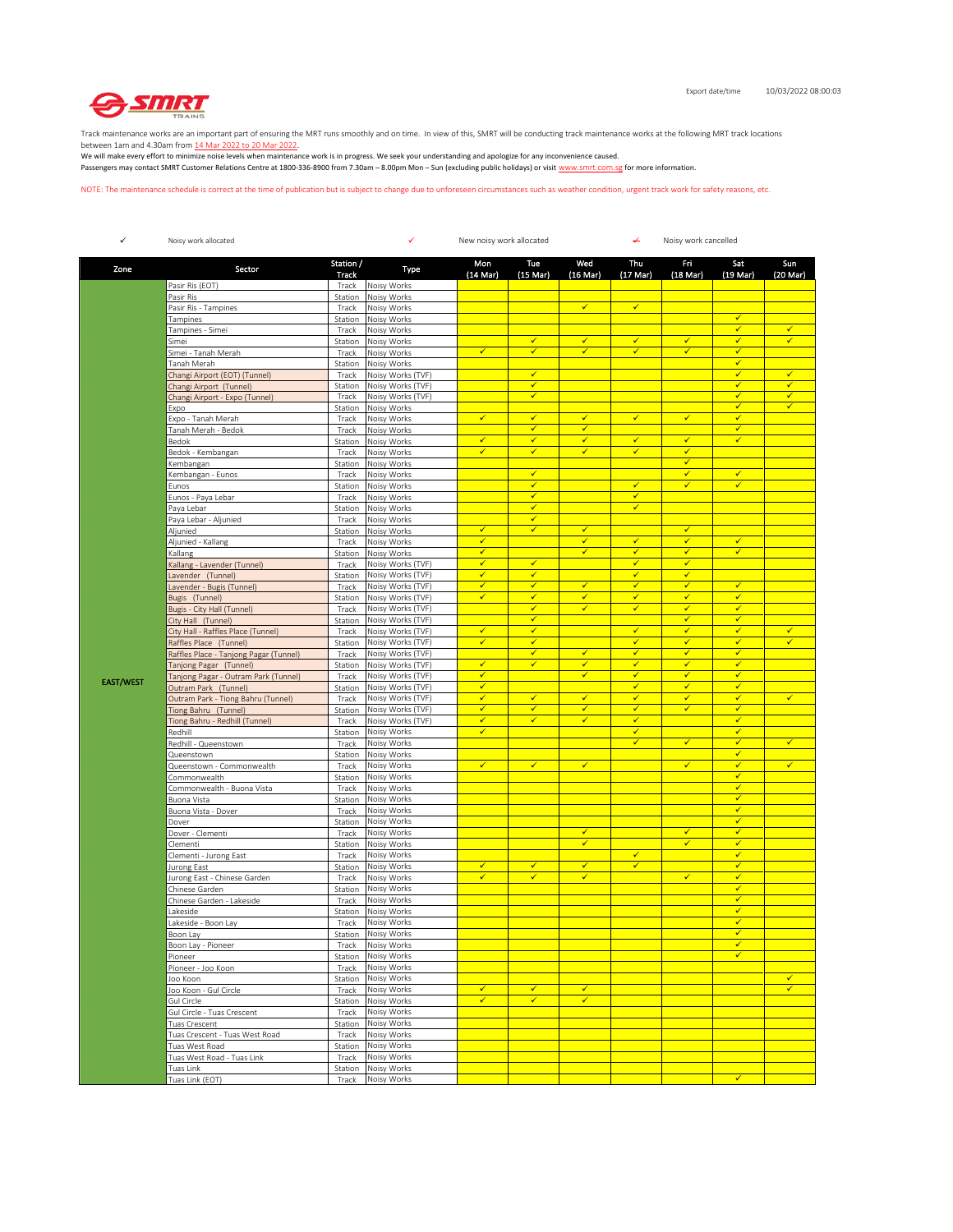Export date/time 10/03/2022 08:00:03

Track maintenance works are an important part of ensuring the MRT runs smoothly and on time. In view of this, SMRT will be conducting track maintenance works at the following MRT track locations between 1am and 4.30am from 14 Mar 2022 to 20 Mar 2022.
We will make every effort to minimize noise levels when maintenance work is in progress. We seek your understanding and apologize for any inconvenience caused.
Passengers may contact SMRT Customer Relations Centre at 1800-336-8900 from 7.30am – 8.00pm Mon – Sun (excluding public holidays) or visit www.smrt.com.sg for more information.

NOTE: The maintenance schedule is correct at the time of publication but is subject to change due to unforeseen circumstances such as weather condition, urgent track work for safety reasons, etc.

✓ Noisy work allocated ✓ New noisy work allocated ~~✓~~ Noisy work cancelled

| Zone | Sector | Station / Track | Type | Mon (14 Mar) | Tue (15 Mar) | Wed (16 Mar) | Thu (17 Mar) | Fri (18 Mar) | Sat (19 Mar) | Sun (20 Mar) |
|---|---|---|---|---|---|---|---|---|---|---|
| EAST/WEST | Pasir Ris (EOT) | Track | Noisy Works | | | | | | | |
| | Pasir Ris | Station | Noisy Works | | | | | | | |
| | Pasir Ris - Tampines | Track | Noisy Works | | | ✓ | ✓ | | | |
| | Tampines | Station | Noisy Works | | | | | | ✓ | |
| | Tampines - Simei | Track | Noisy Works | | | | | | ✓ | ✓ |
| | Simei | Station | Noisy Works | | ✓ | ✓ | ✓ | ✓ | ✓ | ✓ |
| | Simei - Tanah Merah | Track | Noisy Works | ✓ | ✓ | ✓ | ✓ | ✓ | ✓ | |
| | Tanah Merah | Station | Noisy Works | | | | | | ✓ | |
| | Changi Airport (EOT) (Tunnel) | Track | Noisy Works (TVF) | | ✓ | | | | ✓ | ✓ |
| | Changi Airport (Tunnel) | Station | Noisy Works (TVF) | | ✓ | | | | ✓ | ✓ |
| | Changi Airport - Expo (Tunnel) | Track | Noisy Works (TVF) | | ✓ | | | | ✓ | ✓ |
| | Expo | Station | Noisy Works | | | | | | ✓ | ✓ |
| | Expo - Tanah Merah | Track | Noisy Works | ✓ | ✓ | ✓ | ✓ | ✓ | ✓ | |
| | Tanah Merah - Bedok | Track | Noisy Works | | ✓ | ✓ | | | ✓ | |
| | Bedok | Station | Noisy Works | ✓ | ✓ | ✓ | ✓ | ✓ | ✓ | |
| | Bedok - Kembangan | Track | Noisy Works | ✓ | ✓ | ✓ | ✓ | ✓ | | |
| | Kembangan | Station | Noisy Works | | | | | ✓ | | |
| | Kembangan - Eunos | Track | Noisy Works | | ✓ | | | ✓ | ✓ | |
| | Eunos | Station | Noisy Works | | ✓ | | ✓ | ✓ | ✓ | |
| | Eunos - Paya Lebar | Track | Noisy Works | | ✓ | | ✓ | | | |
| | Paya Lebar | Station | Noisy Works | | ✓ | | ✓ | | | |
| | Paya Lebar - Aljunied | Track | Noisy Works | | ✓ | | | | | |
| | Aljunied | Station | Noisy Works | ✓ | ✓ | ✓ | | ✓ | | |
| | Aljunied - Kallang | Track | Noisy Works | ✓ | | ✓ | ✓ | ✓ | ✓ | |
| | Kallang | Station | Noisy Works | ✓ | | ✓ | ✓ | ✓ | ✓ | |
| | Kallang - Lavender (Tunnel) | Track | Noisy Works (TVF) | ✓ | ✓ | | ✓ | ✓ | | |
| | Lavender (Tunnel) | Station | Noisy Works (TVF) | ✓ | ✓ | | ✓ | ✓ | | |
| | Lavender - Bugis (Tunnel) | Track | Noisy Works (TVF) | ✓ | ✓ | ✓ | ✓ | ✓ | ✓ | |
| | Bugis (Tunnel) | Station | Noisy Works (TVF) | ✓ | ✓ | ✓ | ✓ | ✓ | ✓ | |
| | Bugis - City Hall (Tunnel) | Track | Noisy Works (TVF) | | ✓ | ✓ | ✓ | ✓ | ✓ | |
| | City Hall (Tunnel) | Station | Noisy Works (TVF) | | ✓ | | | ✓ | ✓ | |
| | City Hall - Raffles Place (Tunnel) | Track | Noisy Works (TVF) | ✓ | ✓ | | ✓ | ✓ | ✓ | ✓ |
| | Raffles Place (Tunnel) | Station | Noisy Works (TVF) | ✓ | ✓ | | ✓ | ✓ | ✓ | ✓ |
| | Raffles Place - Tanjong Pagar (Tunnel) | Track | Noisy Works (TVF) | | ✓ | ✓ | ✓ | ✓ | ✓ | |
| | Tanjong Pagar (Tunnel) | Station | Noisy Works (TVF) | ✓ | ✓ | ✓ | ✓ | ✓ | ✓ | |
| | Tanjong Pagar - Outram Park (Tunnel) | Track | Noisy Works (TVF) | ✓ | | ✓ | ✓ | ✓ | ✓ | |
| | Outram Park (Tunnel) | Station | Noisy Works (TVF) | ✓ | | | ✓ | ✓ | ✓ | |
| | Outram Park - Tiong Bahru (Tunnel) | Track | Noisy Works (TVF) | ✓ | ✓ | ✓ | ✓ | ✓ | ✓ | ✓ |
| | Tiong Bahru (Tunnel) | Station | Noisy Works (TVF) | ✓ | ✓ | ✓ | ✓ | ✓ | ✓ | |
| | Tiong Bahru - Redhill (Tunnel) | Track | Noisy Works (TVF) | ✓ | ✓ | ✓ | ✓ | | ✓ | |
| | Redhill | Station | Noisy Works | ✓ | | | ✓ | | ✓ | |
| | Redhill - Queenstown | Track | Noisy Works | | | | ✓ | ✓ | ✓ | ✓ |
| | Queenstown | Station | Noisy Works | | | | | | ✓ | |
| | Queenstown - Commonwealth | Track | Noisy Works | ✓ | ✓ | ✓ | | ✓ | ✓ | ✓ |
| | Commonwealth | Station | Noisy Works | | | | | | ✓ | |
| | Commonwealth - Buona Vista | Track | Noisy Works | | | | | | ✓ | |
| | Buona Vista | Station | Noisy Works | | | | | | ✓ | |
| | Buona Vista - Dover | Track | Noisy Works | | | | | | ✓ | |
| | Dover | Station | Noisy Works | | | | | | ✓ | |
| | Dover - Clementi | Track | Noisy Works | | | ✓ | | ✓ | ✓ | |
| | Clementi | Station | Noisy Works | | | ✓ | | ✓ | ✓ | |
| | Clementi - Jurong East | Track | Noisy Works | | | | ✓ | | ✓ | |
| | Jurong East | Station | Noisy Works | ✓ | ✓ | ✓ | ✓ | | ✓ | |
| | Jurong East - Chinese Garden | Track | Noisy Works | ✓ | ✓ | ✓ | | ✓ | ✓ | |
| | Chinese Garden | Station | Noisy Works | | | | | | ✓ | |
| | Chinese Garden - Lakeside | Track | Noisy Works | | | | | | ✓ | |
| | Lakeside | Station | Noisy Works | | | | | | ✓ | |
| | Lakeside - Boon Lay | Track | Noisy Works | | | | | | ✓ | |
| | Boon Lay | Station | Noisy Works | | | | | | ✓ | |
| | Boon Lay - Pioneer | Track | Noisy Works | | | | | | ✓ | |
| | Pioneer | Station | Noisy Works | | | | | | ✓ | |
| | Pioneer - Joo Koon | Track | Noisy Works | | | | | | | |
| | Joo Koon | Station | Noisy Works | | | | | | | ✓ |
| | Joo Koon - Gul Circle | Track | Noisy Works | ✓ | ✓ | ✓ | | | | ✓ |
| | Gul Circle | Station | Noisy Works | ✓ | ✓ | ✓ | | | | |
| | Gul Circle - Tuas Crescent | Track | Noisy Works | | | | | | | |
| | Tuas Crescent | Station | Noisy Works | | | | | | | |
| | Tuas Crescent - Tuas West Road | Track | Noisy Works | | | | | | | |
| | Tuas West Road | Station | Noisy Works | | | | | | | |
| | Tuas West Road - Tuas Link | Track | Noisy Works | | | | | | | |
| | Tuas Link | Station | Noisy Works | | | | | | | |
| | Tuas Link (EOT) | Track | Noisy Works | | | | | | ✓ | |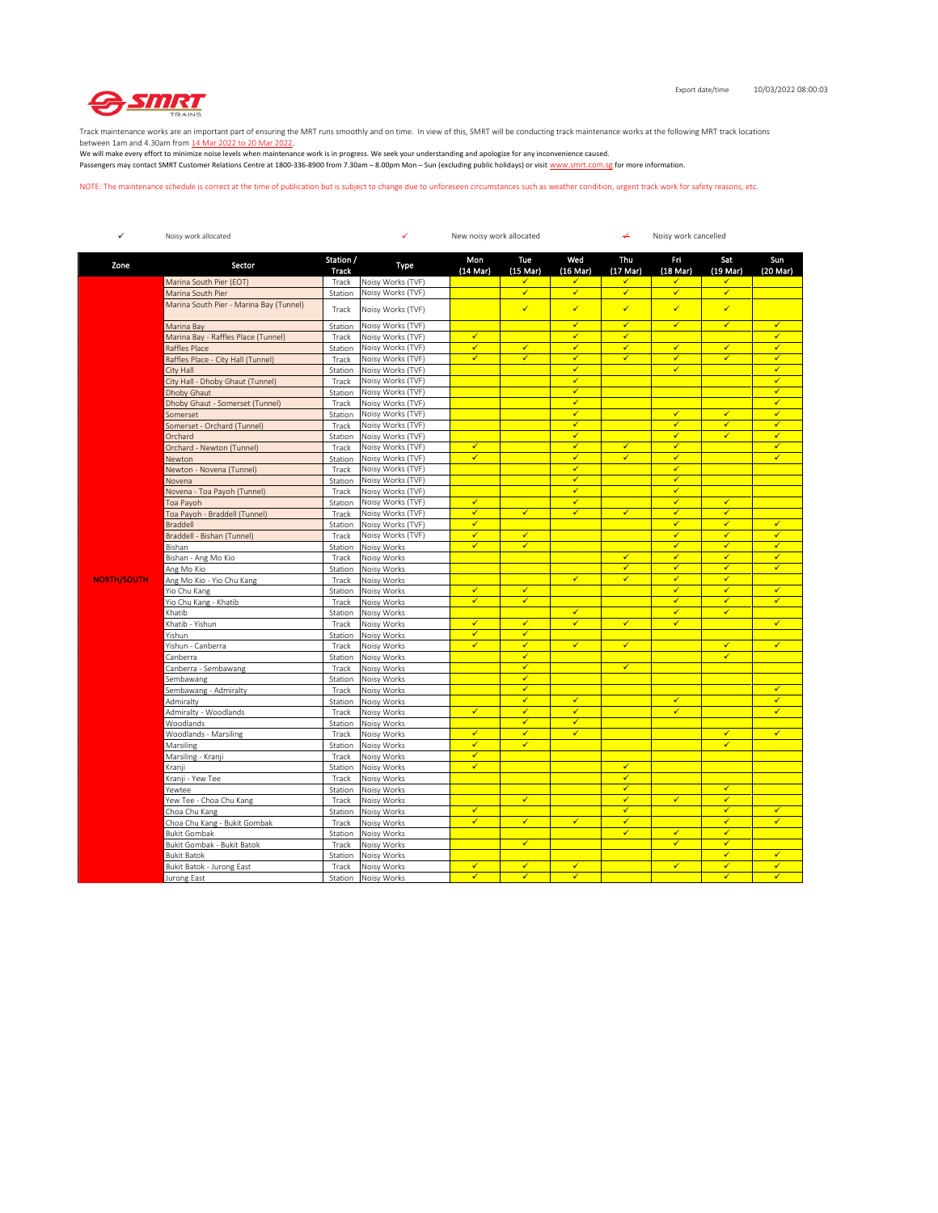Export date/time 10/03/2022 08:00:03

Track maintenance works are an important part of ensuring the MRT runs smoothly and on time. In view of this, SMRT will be conducting track maintenance works at the following MRT track locations between 1am and 4.30am from 14 Mar 2022 to 20 Mar 2022.
We will make every effort to minimize noise levels when maintenance work is in progress. We seek your understanding and apologize for any inconvenience caused.
Passengers may contact SMRT Customer Relations Centre at 1800-336-8900 from 7.30am – 8.00pm Mon – Sun (excluding public holidays) or visit www.smrt.com.sg for more information.

NOTE: The maintenance schedule is correct at the time of publication but is subject to change due to unforeseen circumstances such as weather condition, urgent track work for safety reasons, etc.

✓ Noisy work allocated ✓ New noisy work allocated ✓ Noisy work cancelled

| Zone | Sector | Station / Track | Type | Mon (14 Mar) | Tue (15 Mar) | Wed (16 Mar) | Thu (17 Mar) | Fri (18 Mar) | Sat (19 Mar) | Sun (20 Mar) |
|---|---|---|---|---|---|---|---|---|---|---|
| NORTH/SOUTH | Marina South Pier (EOT) | Track | Noisy Works (TVF) | | ✓ | ✓ | ✓ | ✓ | ✓ | |
| | Marina South Pier | Station | Noisy Works (TVF) | | ✓ | ✓ | ✓ | ✓ | ✓ | |
| | Marina South Pier - Marina Bay (Tunnel) | Track | Noisy Works (TVF) | | ✓ | ✓ | ✓ | ✓ | ✓ | |
| | Marina Bay | Station | Noisy Works (TVF) | | | ✓ | ✓ | ✓ | ✓ | ✓ |
| | Marina Bay - Raffles Place (Tunnel) | Track | Noisy Works (TVF) | ✓ | | ✓ | ✓ | | | ✓ |
| | Raffles Place | Station | Noisy Works (TVF) | ✓ | ✓ | ✓ | ✓ | ✓ | ✓ | ✓ |
| | Raffles Place - City Hall (Tunnel) | Track | Noisy Works (TVF) | ✓ | ✓ | ✓ | ✓ | ✓ | ✓ | ✓ |
| | City Hall | Station | Noisy Works (TVF) | | | ✓ | | ✓ | | ✓ |
| | City Hall - Dhoby Ghaut (Tunnel) | Track | Noisy Works (TVF) | | | ✓ | | | | ✓ |
| | Dhoby Ghaut | Station | Noisy Works (TVF) | | | ✓ | | | | ✓ |
| | Dhoby Ghaut - Somerset (Tunnel) | Track | Noisy Works (TVF) | | | ✓ | | | | ✓ |
| | Somerset | Station | Noisy Works (TVF) | | | ✓ | | ✓ | ✓ | ✓ |
| | Somerset - Orchard (Tunnel) | Track | Noisy Works (TVF) | | | ✓ | | ✓ | ✓ | ✓ |
| | Orchard | Station | Noisy Works (TVF) | | | ✓ | | ✓ | ✓ | ✓ |
| | Orchard - Newton (Tunnel) | Track | Noisy Works (TVF) | ✓ | | ✓ | ✓ | ✓ | | ✓ |
| | Newton | Station | Noisy Works (TVF) | ✓ | | ✓ | ✓ | ✓ | | ✓ |
| | Newton - Novena (Tunnel) | Track | Noisy Works (TVF) | | | ✓ | | ✓ | | |
| | Novena | Station | Noisy Works (TVF) | | | ✓ | | ✓ | | |
| | Novena - Toa Payoh (Tunnel) | Track | Noisy Works (TVF) | | | ✓ | | ✓ | | |
| | Toa Payoh | Station | Noisy Works (TVF) | ✓ | | ✓ | | ✓ | ✓ | |
| | Toa Payoh - Braddell (Tunnel) | Track | Noisy Works (TVF) | ✓ | ✓ | ✓ | ✓ | ✓ | ✓ | |
| | Braddell | Station | Noisy Works (TVF) | ✓ | | | | ✓ | ✓ | ✓ |
| | Braddell - Bishan (Tunnel) | Track | Noisy Works (TVF) | ✓ | ✓ | | | ✓ | ✓ | ✓ |
| | Bishan | Station | Noisy Works | ✓ | ✓ | | | ✓ | ✓ | ✓ |
| | Bishan - Ang Mo Kio | Track | Noisy Works | | | | ✓ | ✓ | ✓ | ✓ |
| | Ang Mo Kio | Station | Noisy Works | | | | ✓ | ✓ | ✓ | ✓ |
| | Ang Mo Kio - Yio Chu Kang | Track | Noisy Works | | | ✓ | ✓ | ✓ | ✓ | |
| | Yio Chu Kang | Station | Noisy Works | ✓ | ✓ | | | ✓ | ✓ | ✓ |
| | Yio Chu Kang - Khatib | Track | Noisy Works | ✓ | ✓ | | | ✓ | ✓ | ✓ |
| | Khatib | Station | Noisy Works | | | ✓ | | ✓ | ✓ | |
| | Khatib - Yishun | Track | Noisy Works | ✓ | ✓ | ✓ | ✓ | ✓ | | ✓ |
| | Yishun | Station | Noisy Works | ✓ | ✓ | | | | | |
| | Yishun - Canberra | Track | Noisy Works | ✓ | ✓ | ✓ | ✓ | | ✓ | ✓ |
| | Canberra | Station | Noisy Works | | ✓ | | | | ✓ | |
| | Canberra - Sembawang | Track | Noisy Works | | ✓ | | ✓ | | | |
| | Sembawang | Station | Noisy Works | | ✓ | | | | | |
| | Sembawang - Admiralty | Track | Noisy Works | | ✓ | | | | | ✓ |
| | Admiralty | Station | Noisy Works | | ✓ | ✓ | | ✓ | | ✓ |
| | Admiralty - Woodlands | Track | Noisy Works | ✓ | ✓ | ✓ | | ✓ | | ✓ |
| | Woodlands | Station | Noisy Works | | ✓ | ✓ | | | | |
| | Woodlands - Marsiling | Track | Noisy Works | ✓ | ✓ | ✓ | | | ✓ | ✓ |
| | Marsiling | Station | Noisy Works | ✓ | ✓ | | | | ✓ | |
| | Marsiling - Kranji | Track | Noisy Works | ✓ | | | | | | |
| | Kranji | Station | Noisy Works | ✓ | | | ✓ | | | |
| | Kranji - Yew Tee | Track | Noisy Works | | | | ✓ | | | |
| | Yewtee | Station | Noisy Works | | | | ✓ | | ✓ | |
| | Yew Tee - Choa Chu Kang | Track | Noisy Works | | ✓ | | ✓ | ✓ | ✓ | |
| | Choa Chu Kang | Station | Noisy Works | ✓ | | | ✓ | | ✓ | ✓ |
| | Choa Chu Kang - Bukit Gombak | Track | Noisy Works | ✓ | ✓ | ✓ | ✓ | | ✓ | ✓ |
| | Bukit Gombak | Station | Noisy Works | | | | ✓ | ✓ | ✓ | |
| | Bukit Gombak - Bukit Batok | Track | Noisy Works | | ✓ | | | ✓ | ✓ | |
| | Bukit Batok | Station | Noisy Works | | | | | | ✓ | ✓ |
| | Bukit Batok - Jurong East | Track | Noisy Works | ✓ | ✓ | ✓ | | ✓ | ✓ | ✓ |
| | Jurong East | Station | Noisy Works | ✓ | ✓ | ✓ | | | ✓ | ✓ |